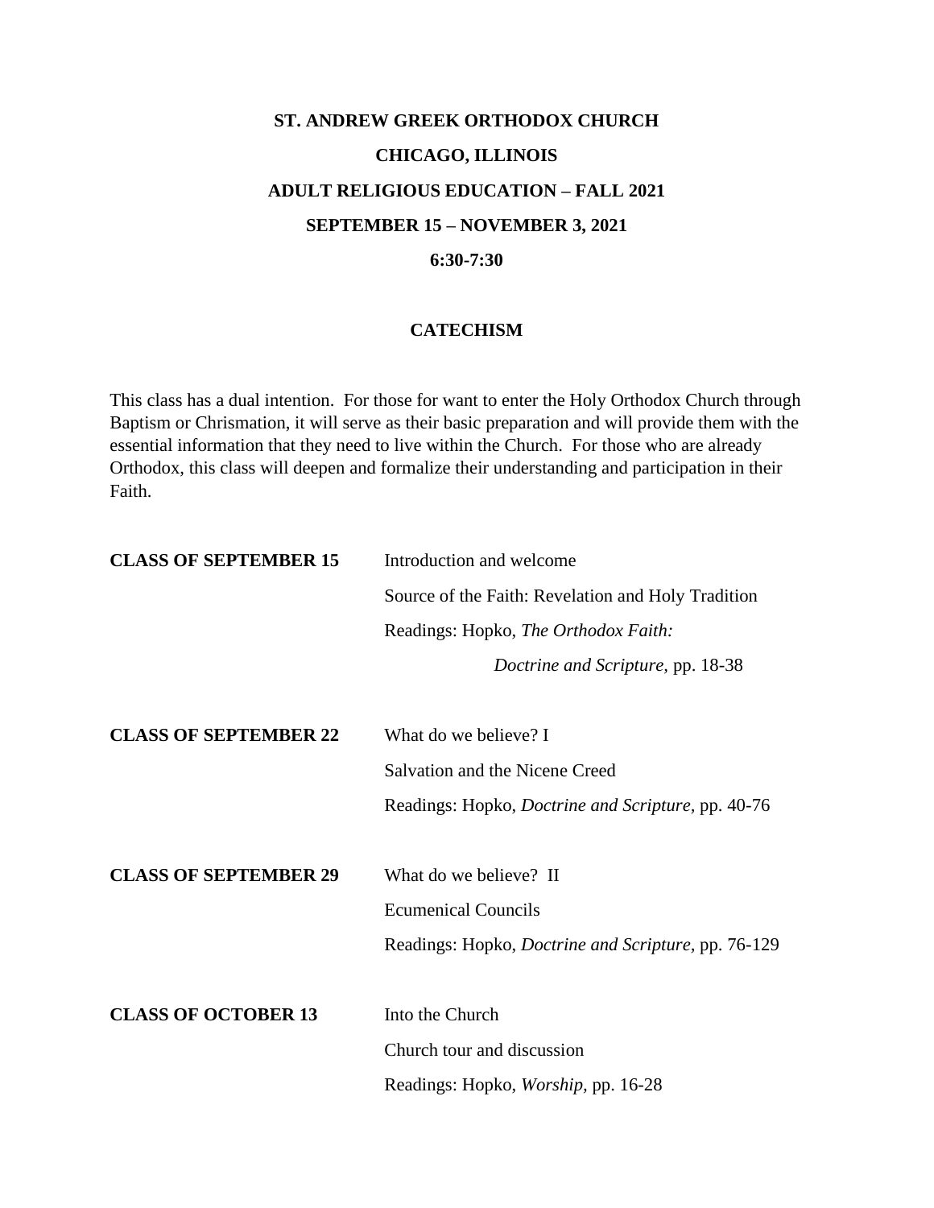# ST. ANDREW GREEK ORTHODOX CHURCH

## CHICAGO, ILLINOIS

## ADULT RELIGIOUS EDUCATION – FALL 2021

## SEPTEMBER 15 – NOVEMBER 3, 2021

## 6:30-7:30

### CATECHISM

This class has a dual intention. For those for want to enter the Holy Orthodox Church through Baptism or Chrismation, it will serve as their basic preparation and will provide them with the essential information that they need to live within the Church. For those who are already Orthodox, this class will deepen and formalize their understanding and participation in their Faith.

**CLASS OF SEPTEMBER 15**

Introduction and welcome

Source of the Faith: Revelation and Holy Tradition

Readings: Hopko, *The Orthodox Faith: Doctrine and Scripture,* pp. 18-38

**CLASS OF SEPTEMBER 22**

What do we believe? I

Salvation and the Nicene Creed

Readings: Hopko, *Doctrine and Scripture,* pp. 40-76

**CLASS OF SEPTEMBER 29**

What do we believe? II

Ecumenical Councils

Readings: Hopko, *Doctrine and Scripture,* pp. 76-129

**CLASS OF OCTOBER 13**

Into the Church

Church tour and discussion

Readings: Hopko, *Worship,* pp. 16-28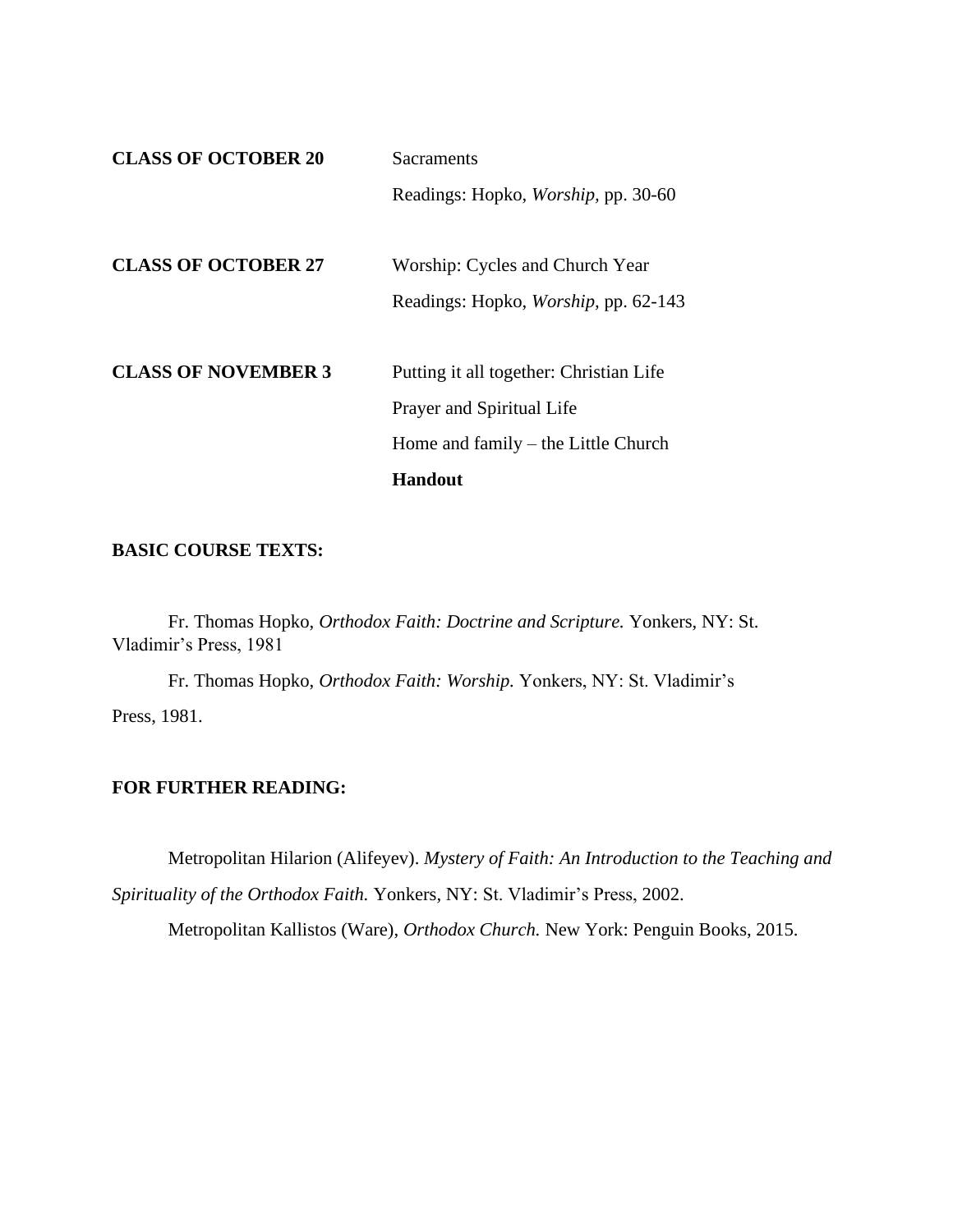| | |
|---|---|
| **CLASS OF OCTOBER 20** | Sacraments<br>Readings: Hopko, *Worship*, pp. 30-60 |
| **CLASS OF OCTOBER 27** | Worship: Cycles and Church Year<br>Readings: Hopko, *Worship*, pp. 62-143 |
| **CLASS OF NOVEMBER 3** | Putting it all together: Christian Life<br>Prayer and Spiritual Life<br>Home and family – the Little Church<br>**Handout** |

**BASIC COURSE TEXTS:**

Fr. Thomas Hopko, *Orthodox Faith: Doctrine and Scripture.* Yonkers, NY: St. Vladimir's Press, 1981

Fr. Thomas Hopko, *Orthodox Faith: Worship.* Yonkers, NY: St. Vladimir's Press, 1981.

**FOR FURTHER READING:**

Metropolitan Hilarion (Alifeyev). *Mystery of Faith: An Introduction to the Teaching and Spirituality of the Orthodox Faith.* Yonkers, NY: St. Vladimir's Press, 2002.

Metropolitan Kallistos (Ware), *Orthodox Church.* New York: Penguin Books, 2015.